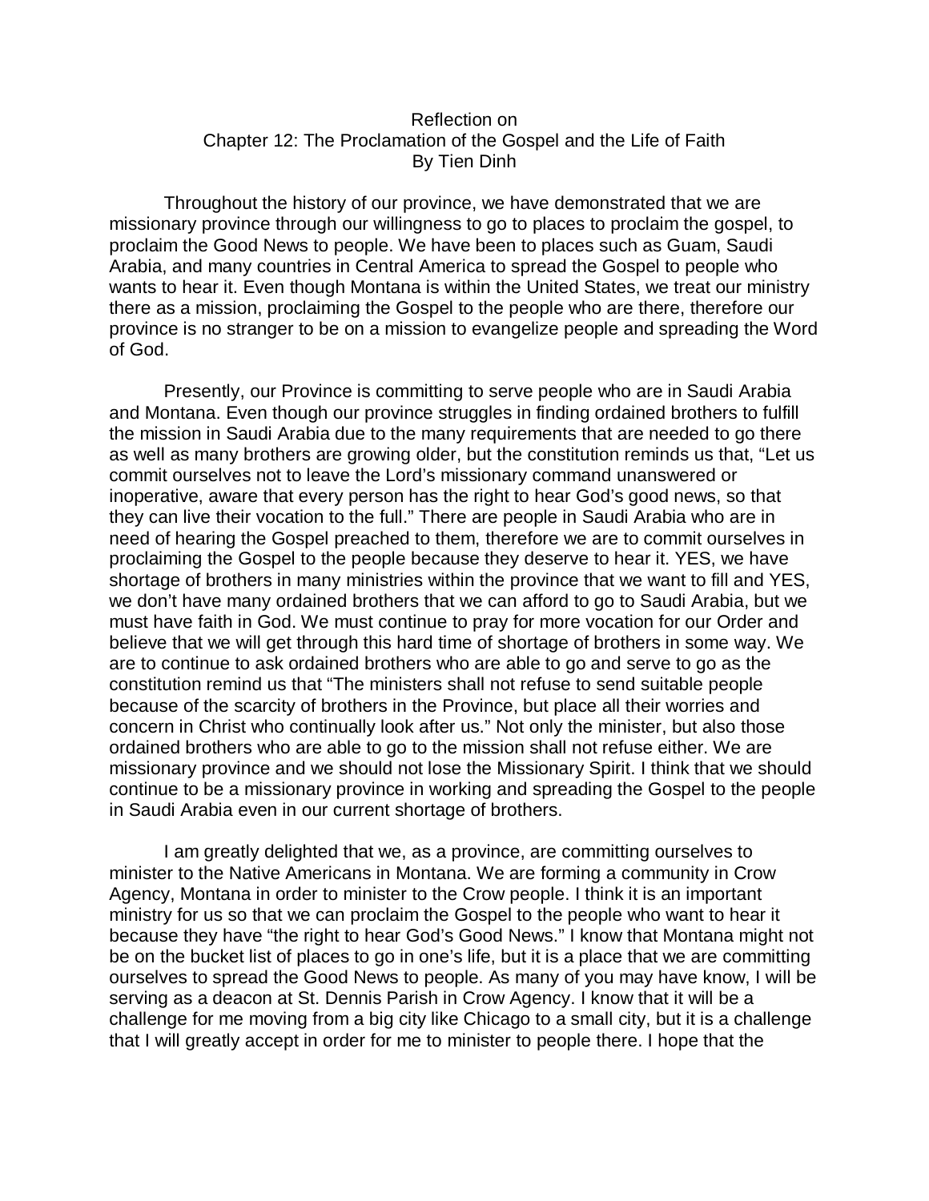Reflection on
Chapter 12: The Proclamation of the Gospel and the Life of Faith
By Tien Dinh

Throughout the history of our province, we have demonstrated that we are missionary province through our willingness to go to places to proclaim the gospel, to proclaim the Good News to people. We have been to places such as Guam, Saudi Arabia, and many countries in Central America to spread the Gospel to people who wants to hear it. Even though Montana is within the United States, we treat our ministry there as a mission, proclaiming the Gospel to the people who are there, therefore our province is no stranger to be on a mission to evangelize people and spreading the Word of God.

Presently, our Province is committing to serve people who are in Saudi Arabia and Montana. Even though our province struggles in finding ordained brothers to fulfill the mission in Saudi Arabia due to the many requirements that are needed to go there as well as many brothers are growing older, but the constitution reminds us that, "Let us commit ourselves not to leave the Lord's missionary command unanswered or inoperative, aware that every person has the right to hear God's good news, so that they can live their vocation to the full." There are people in Saudi Arabia who are in need of hearing the Gospel preached to them, therefore we are to commit ourselves in proclaiming the Gospel to the people because they deserve to hear it. YES, we have shortage of brothers in many ministries within the province that we want to fill and YES, we don't have many ordained brothers that we can afford to go to Saudi Arabia, but we must have faith in God. We must continue to pray for more vocation for our Order and believe that we will get through this hard time of shortage of brothers in some way. We are to continue to ask ordained brothers who are able to go and serve to go as the constitution remind us that "The ministers shall not refuse to send suitable people because of the scarcity of brothers in the Province, but place all their worries and concern in Christ who continually look after us." Not only the minister, but also those ordained brothers who are able to go to the mission shall not refuse either. We are missionary province and we should not lose the Missionary Spirit. I think that we should continue to be a missionary province in working and spreading the Gospel to the people in Saudi Arabia even in our current shortage of brothers.

I am greatly delighted that we, as a province, are committing ourselves to minister to the Native Americans in Montana. We are forming a community in Crow Agency, Montana in order to minister to the Crow people. I think it is an important ministry for us so that we can proclaim the Gospel to the people who want to hear it because they have "the right to hear God's Good News." I know that Montana might not be on the bucket list of places to go in one's life, but it is a place that we are committing ourselves to spread the Good News to people. As many of you may have know, I will be serving as a deacon at St. Dennis Parish in Crow Agency. I know that it will be a challenge for me moving from a big city like Chicago to a small city, but it is a challenge that I will greatly accept in order for me to minister to people there. I hope that the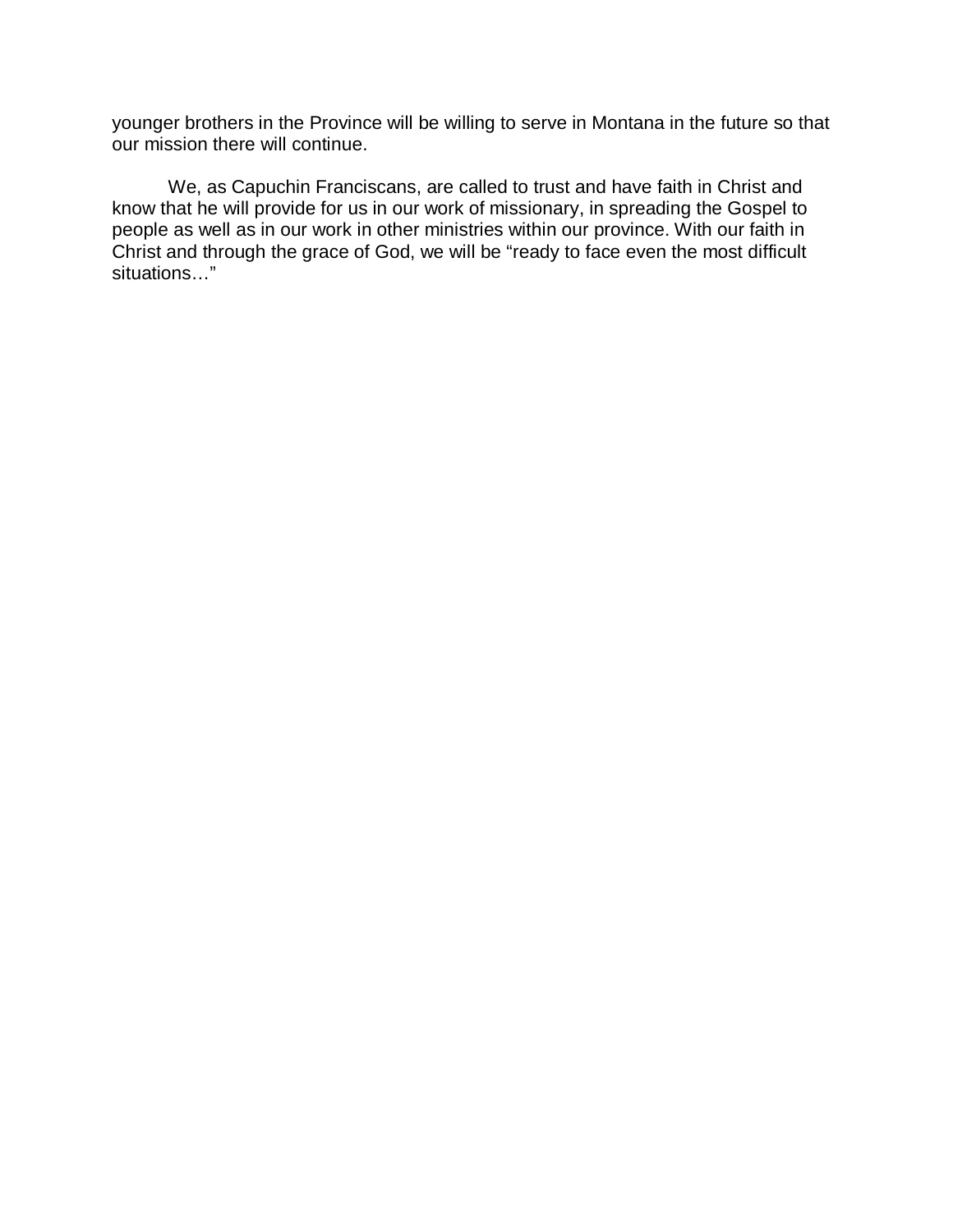younger brothers in the Province will be willing to serve in Montana in the future so that our mission there will continue.

We, as Capuchin Franciscans, are called to trust and have faith in Christ and know that he will provide for us in our work of missionary, in spreading the Gospel to people as well as in our work in other ministries within our province. With our faith in Christ and through the grace of God, we will be “ready to face even the most difficult situations…”